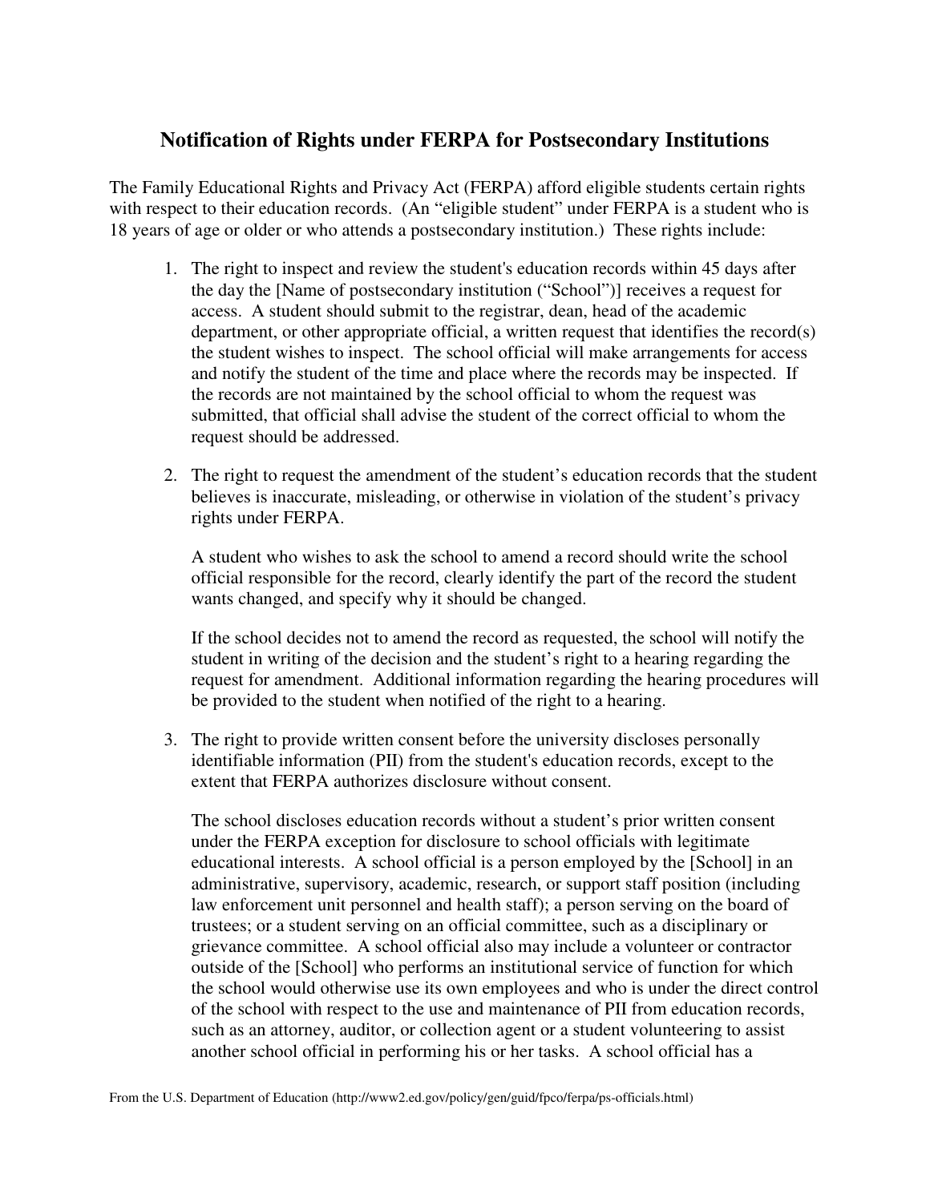# Notification of Rights under FERPA for Postsecondary Institutions

The Family Educational Rights and Privacy Act (FERPA) afford eligible students certain rights with respect to their education records. (An "eligible student" under FERPA is a student who is 18 years of age or older or who attends a postsecondary institution.) These rights include:

1. The right to inspect and review the student's education records within 45 days after the day the [Name of postsecondary institution ("School")] receives a request for access. A student should submit to the registrar, dean, head of the academic department, or other appropriate official, a written request that identifies the record(s) the student wishes to inspect. The school official will make arrangements for access and notify the student of the time and place where the records may be inspected. If the records are not maintained by the school official to whom the request was submitted, that official shall advise the student of the correct official to whom the request should be addressed.

2. The right to request the amendment of the student's education records that the student believes is inaccurate, misleading, or otherwise in violation of the student's privacy rights under FERPA.

   A student who wishes to ask the school to amend a record should write the school official responsible for the record, clearly identify the part of the record the student wants changed, and specify why it should be changed.

   If the school decides not to amend the record as requested, the school will notify the student in writing of the decision and the student's right to a hearing regarding the request for amendment. Additional information regarding the hearing procedures will be provided to the student when notified of the right to a hearing.

3. The right to provide written consent before the university discloses personally identifiable information (PII) from the student's education records, except to the extent that FERPA authorizes disclosure without consent.

   The school discloses education records without a student's prior written consent under the FERPA exception for disclosure to school officials with legitimate educational interests. A school official is a person employed by the [School] in an administrative, supervisory, academic, research, or support staff position (including law enforcement unit personnel and health staff); a person serving on the board of trustees; or a student serving on an official committee, such as a disciplinary or grievance committee. A school official also may include a volunteer or contractor outside of the [School] who performs an institutional service of function for which the school would otherwise use its own employees and who is under the direct control of the school with respect to the use and maintenance of PII from education records, such as an attorney, auditor, or collection agent or a student volunteering to assist another school official in performing his or her tasks. A school official has a

From the U.S. Department of Education (http://www2.ed.gov/policy/gen/guid/fpco/ferpa/ps-officials.html)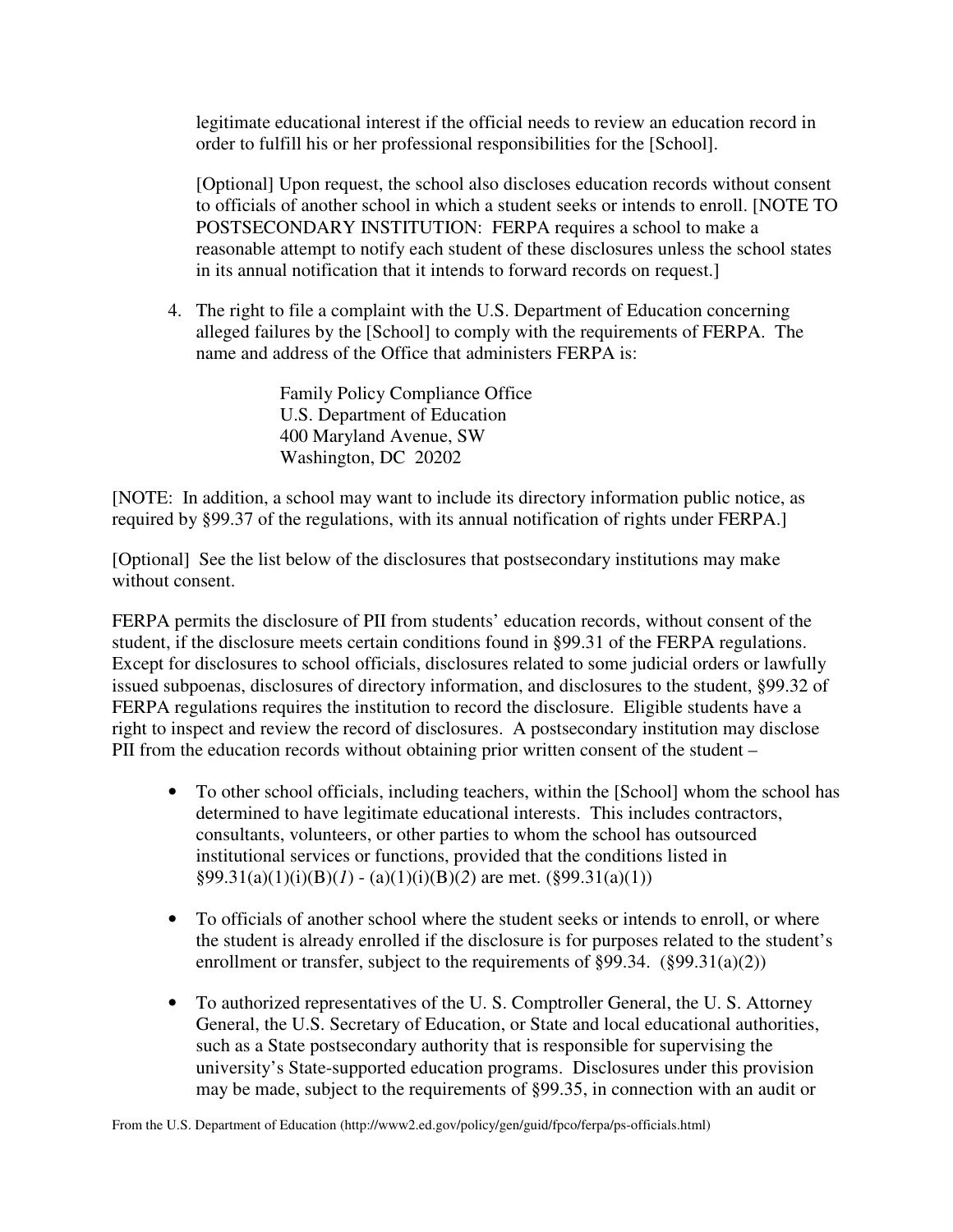legitimate educational interest if the official needs to review an education record in order to fulfill his or her professional responsibilities for the [School].

[Optional] Upon request, the school also discloses education records without consent to officials of another school in which a student seeks or intends to enroll. [NOTE TO POSTSECONDARY INSTITUTION: FERPA requires a school to make a reasonable attempt to notify each student of these disclosures unless the school states in its annual notification that it intends to forward records on request.]

4. The right to file a complaint with the U.S. Department of Education concerning alleged failures by the [School] to comply with the requirements of FERPA. The name and address of the Office that administers FERPA is:

   Family Policy Compliance Office
   U.S. Department of Education
   400 Maryland Avenue, SW
   Washington, DC 20202

[NOTE: In addition, a school may want to include its directory information public notice, as required by §99.37 of the regulations, with its annual notification of rights under FERPA.]

[Optional] See the list below of the disclosures that postsecondary institutions may make without consent.

FERPA permits the disclosure of PII from students' education records, without consent of the student, if the disclosure meets certain conditions found in §99.31 of the FERPA regulations. Except for disclosures to school officials, disclosures related to some judicial orders or lawfully issued subpoenas, disclosures of directory information, and disclosures to the student, §99.32 of FERPA regulations requires the institution to record the disclosure. Eligible students have a right to inspect and review the record of disclosures. A postsecondary institution may disclose PII from the education records without obtaining prior written consent of the student –

- To other school officials, including teachers, within the [School] whom the school has determined to have legitimate educational interests. This includes contractors, consultants, volunteers, or other parties to whom the school has outsourced institutional services or functions, provided that the conditions listed in §99.31(a)(1)(i)(B)(*1*) - (a)(1)(i)(B)(*2*) are met. (§99.31(a)(1))

- To officials of another school where the student seeks or intends to enroll, or where the student is already enrolled if the disclosure is for purposes related to the student's enrollment or transfer, subject to the requirements of §99.34. (§99.31(a)(2))

- To authorized representatives of the U. S. Comptroller General, the U. S. Attorney General, the U.S. Secretary of Education, or State and local educational authorities, such as a State postsecondary authority that is responsible for supervising the university's State-supported education programs. Disclosures under this provision may be made, subject to the requirements of §99.35, in connection with an audit or

From the U.S. Department of Education (http://www2.ed.gov/policy/gen/guid/fpco/ferpa/ps-officials.html)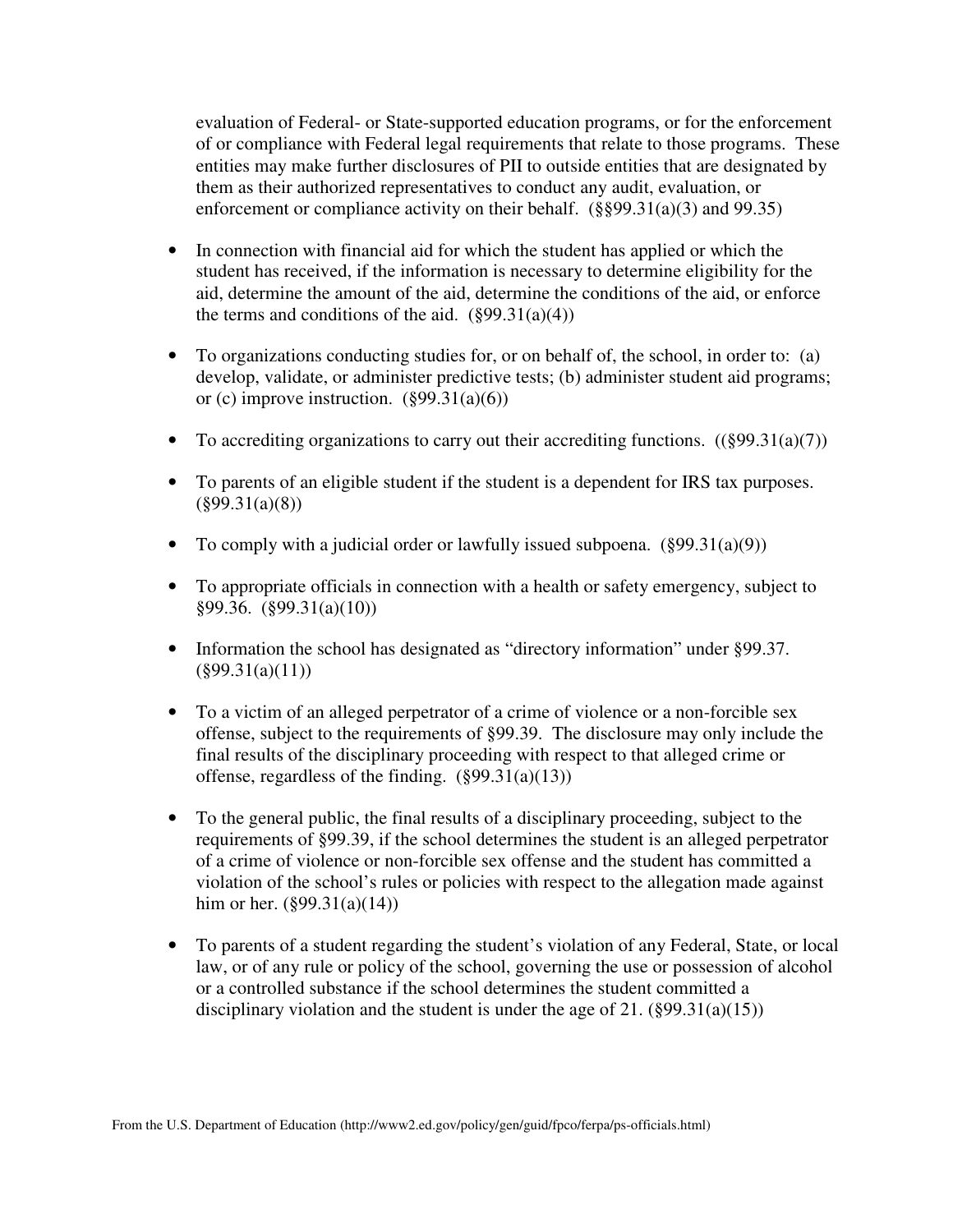evaluation of Federal- or State-supported education programs, or for the enforcement of or compliance with Federal legal requirements that relate to those programs. These entities may make further disclosures of PII to outside entities that are designated by them as their authorized representatives to conduct any audit, evaluation, or enforcement or compliance activity on their behalf. (§§99.31(a)(3) and 99.35)

- In connection with financial aid for which the student has applied or which the student has received, if the information is necessary to determine eligibility for the aid, determine the amount of the aid, determine the conditions of the aid, or enforce the terms and conditions of the aid. (§99.31(a)(4))

- To organizations conducting studies for, or on behalf of, the school, in order to: (a) develop, validate, or administer predictive tests; (b) administer student aid programs; or (c) improve instruction. (§99.31(a)(6))

- To accrediting organizations to carry out their accrediting functions. ((§99.31(a)(7))

- To parents of an eligible student if the student is a dependent for IRS tax purposes. (§99.31(a)(8))

- To comply with a judicial order or lawfully issued subpoena. (§99.31(a)(9))

- To appropriate officials in connection with a health or safety emergency, subject to §99.36. (§99.31(a)(10))

- Information the school has designated as "directory information" under §99.37. (§99.31(a)(11))

- To a victim of an alleged perpetrator of a crime of violence or a non-forcible sex offense, subject to the requirements of §99.39. The disclosure may only include the final results of the disciplinary proceeding with respect to that alleged crime or offense, regardless of the finding. (§99.31(a)(13))

- To the general public, the final results of a disciplinary proceeding, subject to the requirements of §99.39, if the school determines the student is an alleged perpetrator of a crime of violence or non-forcible sex offense and the student has committed a violation of the school's rules or policies with respect to the allegation made against him or her. (§99.31(a)(14))

- To parents of a student regarding the student's violation of any Federal, State, or local law, or of any rule or policy of the school, governing the use or possession of alcohol or a controlled substance if the school determines the student committed a disciplinary violation and the student is under the age of 21. (§99.31(a)(15))

From the U.S. Department of Education (http://www2.ed.gov/policy/gen/guid/fpco/ferpa/ps-officials.html)